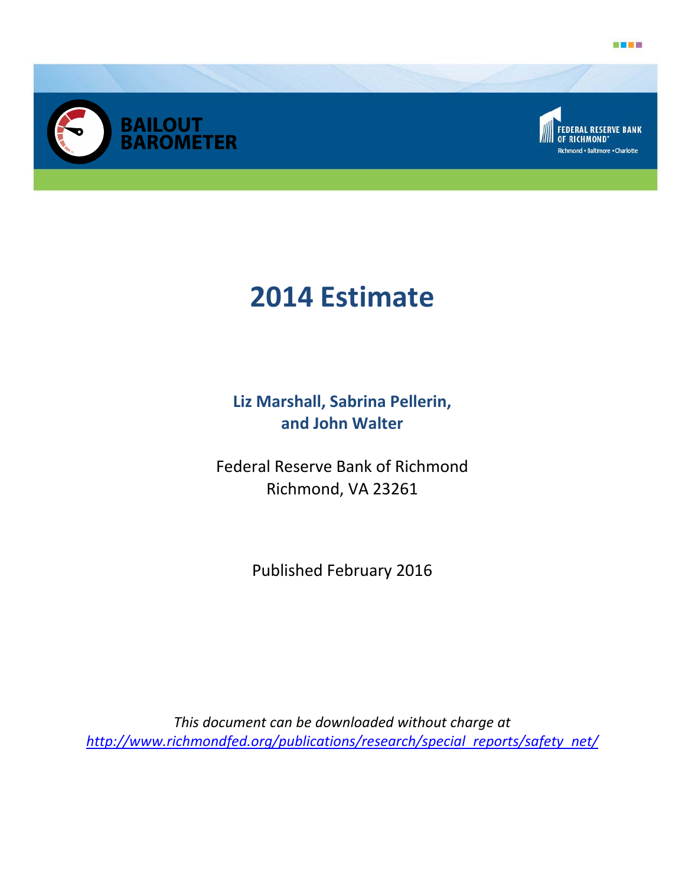BAILOUT BAROMETER

FEDERAL RESERVE BANK OF RICHMOND
Richmond • Baltimore • Charlotte

# 2014 Estimate

**Liz Marshall, Sabrina Pellerin, and John Walter**

Federal Reserve Bank of Richmond
Richmond, VA 23261

Published February 2016

*This document can be downloaded without charge at [http://www.richmondfed.org/publications/research/special_reports/safety_net/](http://www.richmondfed.org/publications/research/special_reports/safety_net/)*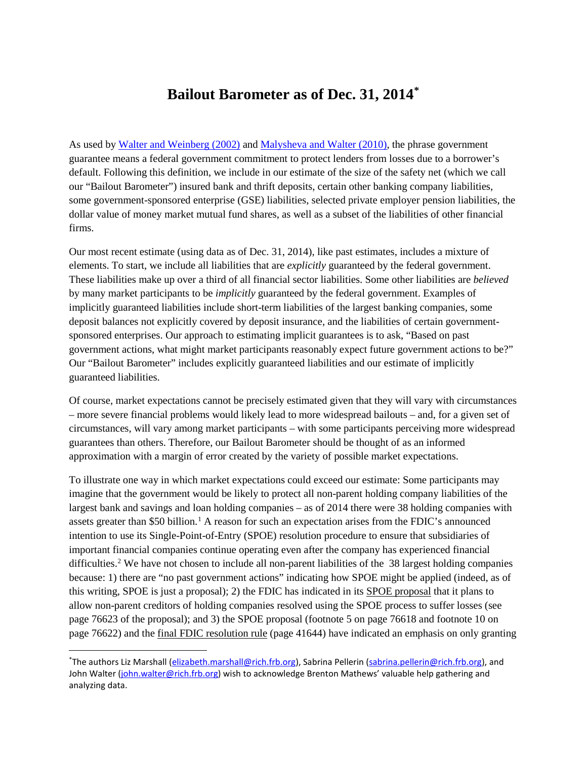# Bailout Barometer as of Dec. 31, 2014[*]

As used by Walter and Weinberg (2002) and Malysheva and Walter (2010), the phrase government guarantee means a federal government commitment to protect lenders from losses due to a borrower's default. Following this definition, we include in our estimate of the size of the safety net (which we call our "Bailout Barometer") insured bank and thrift deposits, certain other banking company liabilities, some government-sponsored enterprise (GSE) liabilities, selected private employer pension liabilities, the dollar value of money market mutual fund shares, as well as a subset of the liabilities of other financial firms.

Our most recent estimate (using data as of Dec. 31, 2014), like past estimates, includes a mixture of elements. To start, we include all liabilities that are *explicitly* guaranteed by the federal government. These liabilities make up over a third of all financial sector liabilities. Some other liabilities are *believed* by many market participants to be *implicitly* guaranteed by the federal government. Examples of implicitly guaranteed liabilities include short-term liabilities of the largest banking companies, some deposit balances not explicitly covered by deposit insurance, and the liabilities of certain government-sponsored enterprises. Our approach to estimating implicit guarantees is to ask, "Based on past government actions, what might market participants reasonably expect future government actions to be?" Our "Bailout Barometer" includes explicitly guaranteed liabilities and our estimate of implicitly guaranteed liabilities.

Of course, market expectations cannot be precisely estimated given that they will vary with circumstances – more severe financial problems would likely lead to more widespread bailouts – and, for a given set of circumstances, will vary among market participants – with some participants perceiving more widespread guarantees than others. Therefore, our Bailout Barometer should be thought of as an informed approximation with a margin of error created by the variety of possible market expectations.

To illustrate one way in which market expectations could exceed our estimate: Some participants may imagine that the government would be likely to protect all non-parent holding company liabilities of the largest bank and savings and loan holding companies – as of 2014 there were 38 holding companies with assets greater than $50 billion.[1] A reason for such an expectation arises from the FDIC's announced intention to use its Single-Point-of-Entry (SPOE) resolution procedure to ensure that subsidiaries of important financial companies continue operating even after the company has experienced financial difficulties.[2] We have not chosen to include all non-parent liabilities of the 38 largest holding companies because: 1) there are "no past government actions" indicating how SPOE might be applied (indeed, as of this writing, SPOE is just a proposal); 2) the FDIC has indicated in its SPOE proposal that it plans to allow non-parent creditors of holding companies resolved using the SPOE process to suffer losses (see page 76623 of the proposal); and 3) the SPOE proposal (footnote 5 on page 76618 and footnote 10 on page 76622) and the final FDIC resolution rule (page 41644) have indicated an emphasis on only granting

---

[*] The authors Liz Marshall (elizabeth.marshall@rich.frb.org), Sabrina Pellerin (sabrina.pellerin@rich.frb.org), and John Walter (john.walter@rich.frb.org) wish to acknowledge Brenton Mathews' valuable help gathering and analyzing data.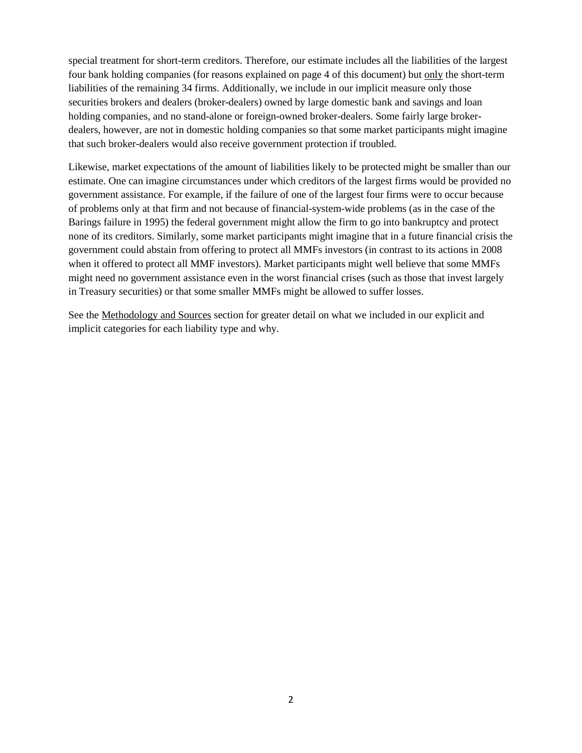special treatment for short-term creditors. Therefore, our estimate includes all the liabilities of the largest four bank holding companies (for reasons explained on page 4 of this document) but only the short-term liabilities of the remaining 34 firms. Additionally, we include in our implicit measure only those securities brokers and dealers (broker-dealers) owned by large domestic bank and savings and loan holding companies, and no stand-alone or foreign-owned broker-dealers. Some fairly large broker-dealers, however, are not in domestic holding companies so that some market participants might imagine that such broker-dealers would also receive government protection if troubled.

Likewise, market expectations of the amount of liabilities likely to be protected might be smaller than our estimate. One can imagine circumstances under which creditors of the largest firms would be provided no government assistance. For example, if the failure of one of the largest four firms were to occur because of problems only at that firm and not because of financial-system-wide problems (as in the case of the Barings failure in 1995) the federal government might allow the firm to go into bankruptcy and protect none of its creditors. Similarly, some market participants might imagine that in a future financial crisis the government could abstain from offering to protect all MMFs investors (in contrast to its actions in 2008 when it offered to protect all MMF investors). Market participants might well believe that some MMFs might need no government assistance even in the worst financial crises (such as those that invest largely in Treasury securities) or that some smaller MMFs might be allowed to suffer losses.

See the Methodology and Sources section for greater detail on what we included in our explicit and implicit categories for each liability type and why.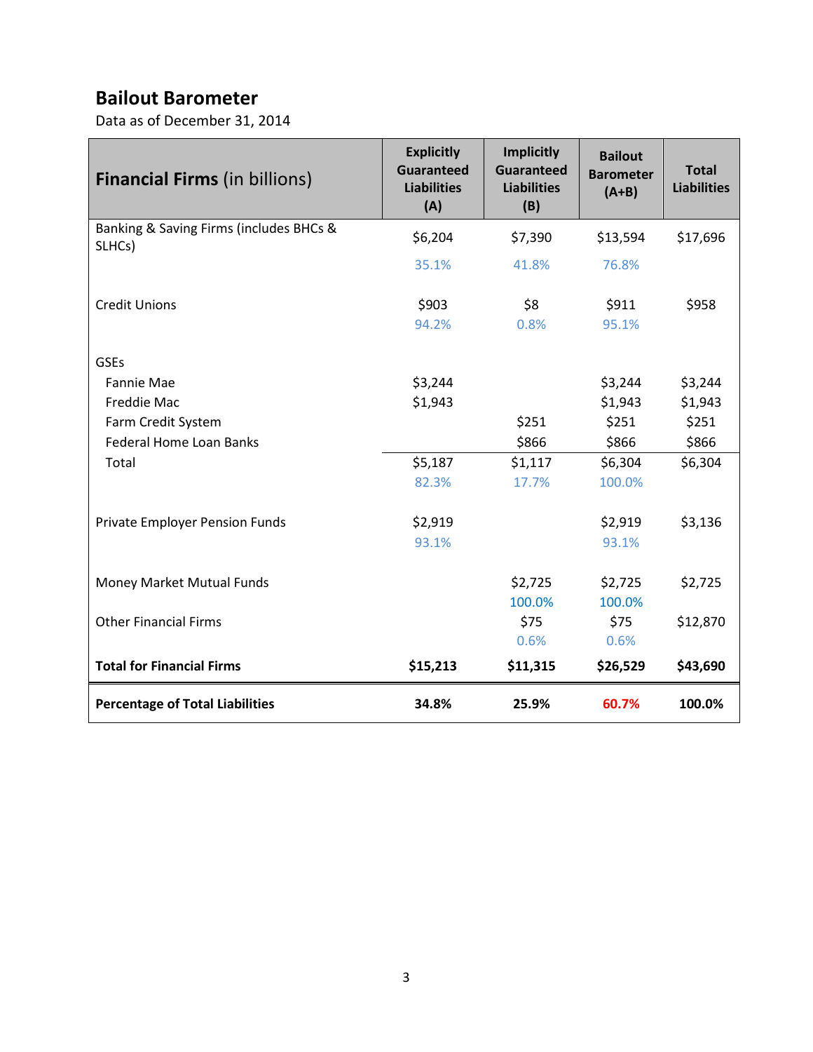## Bailout Barometer

Data as of December 31, 2014

| **Financial Firms** (in billions) | Explicitly Guaranteed Liabilities (A) | Implicitly Guaranteed Liabilities (B) | Bailout Barometer (A+B) | Total Liabilities |
|---|---|---|---|---|
| Banking & Saving Firms (includes BHCs & SLHCs) | $6,204 | $7,390 | $13,594 | $17,696 |
| | 35.1% | 41.8% | 76.8% | |
| Credit Unions | $903 | $8 | $911 | $958 |
| | 94.2% | 0.8% | 95.1% | |
| GSEs | | | | |
| Fannie Mae | $3,244 | | $3,244 | $3,244 |
| Freddie Mac | $1,943 | | $1,943 | $1,943 |
| Farm Credit System | | $251 | $251 | $251 |
| Federal Home Loan Banks | | $866 | $866 | $866 |
| Total | $5,187 | $1,117 | $6,304 | $6,304 |
| | 82.3% | 17.7% | 100.0% | |
| Private Employer Pension Funds | $2,919 | | $2,919 | $3,136 |
| | 93.1% | | 93.1% | |
| Money Market Mutual Funds | | $2,725 | $2,725 | $2,725 |
| | | 100.0% | 100.0% | |
| Other Financial Firms | | $75 | $75 | $12,870 |
| | | 0.6% | 0.6% | |
| **Total for Financial Firms** | **$15,213** | **$11,315** | **$26,529** | **$43,690** |
| **Percentage of Total Liabilities** | **34.8%** | **25.9%** | **60.7%** | **100.0%** |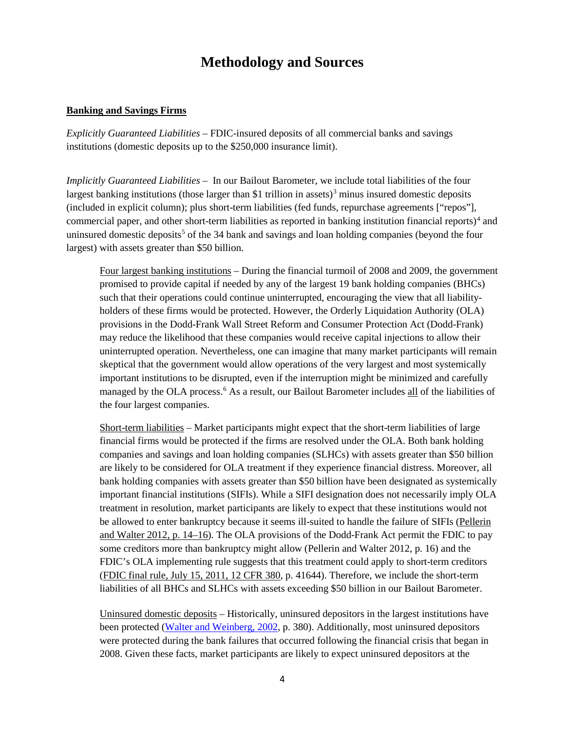# Methodology and Sources

**Banking and Savings Firms**

*Explicitly Guaranteed Liabilities* – FDIC-insured deposits of all commercial banks and savings institutions (domestic deposits up to the $250,000 insurance limit).

*Implicitly Guaranteed Liabilities* – In our Bailout Barometer, we include total liabilities of the four largest banking institutions (those larger than $1 trillion in assets)[3] minus insured domestic deposits (included in explicit column); plus short-term liabilities (fed funds, repurchase agreements ["repos"], commercial paper, and other short-term liabilities as reported in banking institution financial reports)[4] and uninsured domestic deposits[5] of the 34 bank and savings and loan holding companies (beyond the four largest) with assets greater than $50 billion.

> Four largest banking institutions – During the financial turmoil of 2008 and 2009, the government promised to provide capital if needed by any of the largest 19 bank holding companies (BHCs) such that their operations could continue uninterrupted, encouraging the view that all liability-holders of these firms would be protected. However, the Orderly Liquidation Authority (OLA) provisions in the Dodd-Frank Wall Street Reform and Consumer Protection Act (Dodd-Frank) may reduce the likelihood that these companies would receive capital injections to allow their uninterrupted operation. Nevertheless, one can imagine that many market participants will remain skeptical that the government would allow operations of the very largest and most systemically important institutions to be disrupted, even if the interruption might be minimized and carefully managed by the OLA process.[6] As a result, our Bailout Barometer includes all of the liabilities of the four largest companies.
>
> Short-term liabilities – Market participants might expect that the short-term liabilities of large financial firms would be protected if the firms are resolved under the OLA. Both bank holding companies and savings and loan holding companies (SLHCs) with assets greater than $50 billion are likely to be considered for OLA treatment if they experience financial distress. Moreover, all bank holding companies with assets greater than $50 billion have been designated as systemically important financial institutions (SIFIs). While a SIFI designation does not necessarily imply OLA treatment in resolution, market participants are likely to expect that these institutions would not be allowed to enter bankruptcy because it seems ill-suited to handle the failure of SIFIs (Pellerin and Walter 2012, p. 14–16). The OLA provisions of the Dodd-Frank Act permit the FDIC to pay some creditors more than bankruptcy might allow (Pellerin and Walter 2012, p. 16) and the FDIC's OLA implementing rule suggests that this treatment could apply to short-term creditors (FDIC final rule, July 15, 2011, 12 CFR 380, p. 41644). Therefore, we include the short-term liabilities of all BHCs and SLHCs with assets exceeding $50 billion in our Bailout Barometer.
>
> Uninsured domestic deposits – Historically, uninsured depositors in the largest institutions have been protected (Walter and Weinberg, 2002, p. 380). Additionally, most uninsured depositors were protected during the bank failures that occurred following the financial crisis that began in 2008. Given these facts, market participants are likely to expect uninsured depositors at the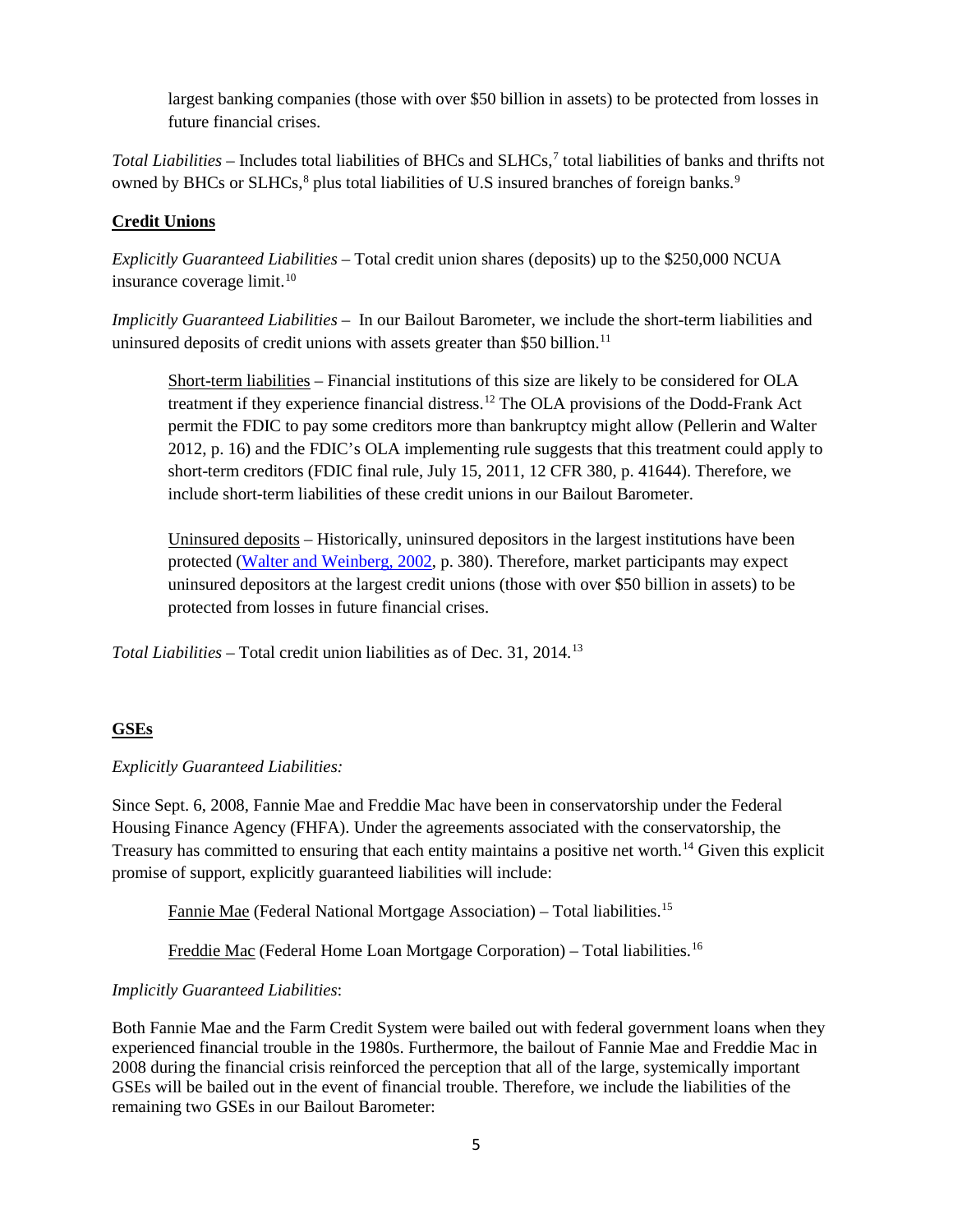largest banking companies (those with over $50 billion in assets) to be protected from losses in future financial crises.

*Total Liabilities* – Includes total liabilities of BHCs and SLHCs,[7] total liabilities of banks and thrifts not owned by BHCs or SLHCs,[8] plus total liabilities of U.S insured branches of foreign banks.[9]

**Credit Unions**

*Explicitly Guaranteed Liabilities* – Total credit union shares (deposits) up to the $250,000 NCUA insurance coverage limit.[10]

*Implicitly Guaranteed Liabilities* – In our Bailout Barometer, we include the short-term liabilities and uninsured deposits of credit unions with assets greater than $50 billion.[11]

> Short-term liabilities – Financial institutions of this size are likely to be considered for OLA treatment if they experience financial distress.[12] The OLA provisions of the Dodd-Frank Act permit the FDIC to pay some creditors more than bankruptcy might allow (Pellerin and Walter 2012, p. 16) and the FDIC's OLA implementing rule suggests that this treatment could apply to short-term creditors (FDIC final rule, July 15, 2011, 12 CFR 380, p. 41644). Therefore, we include short-term liabilities of these credit unions in our Bailout Barometer.
>
> Uninsured deposits – Historically, uninsured depositors in the largest institutions have been protected (Walter and Weinberg, 2002, p. 380). Therefore, market participants may expect uninsured depositors at the largest credit unions (those with over $50 billion in assets) to be protected from losses in future financial crises.

*Total Liabilities* – Total credit union liabilities as of Dec. 31, 2014.[13]

**GSEs**

*Explicitly Guaranteed Liabilities:*

Since Sept. 6, 2008, Fannie Mae and Freddie Mac have been in conservatorship under the Federal Housing Finance Agency (FHFA). Under the agreements associated with the conservatorship, the Treasury has committed to ensuring that each entity maintains a positive net worth.[14] Given this explicit promise of support, explicitly guaranteed liabilities will include:

> Fannie Mae (Federal National Mortgage Association) – Total liabilities.[15]
>
> Freddie Mac (Federal Home Loan Mortgage Corporation) – Total liabilities.[16]

*Implicitly Guaranteed Liabilities*:

Both Fannie Mae and the Farm Credit System were bailed out with federal government loans when they experienced financial trouble in the 1980s. Furthermore, the bailout of Fannie Mae and Freddie Mac in 2008 during the financial crisis reinforced the perception that all of the large, systemically important GSEs will be bailed out in the event of financial trouble. Therefore, we include the liabilities of the remaining two GSEs in our Bailout Barometer: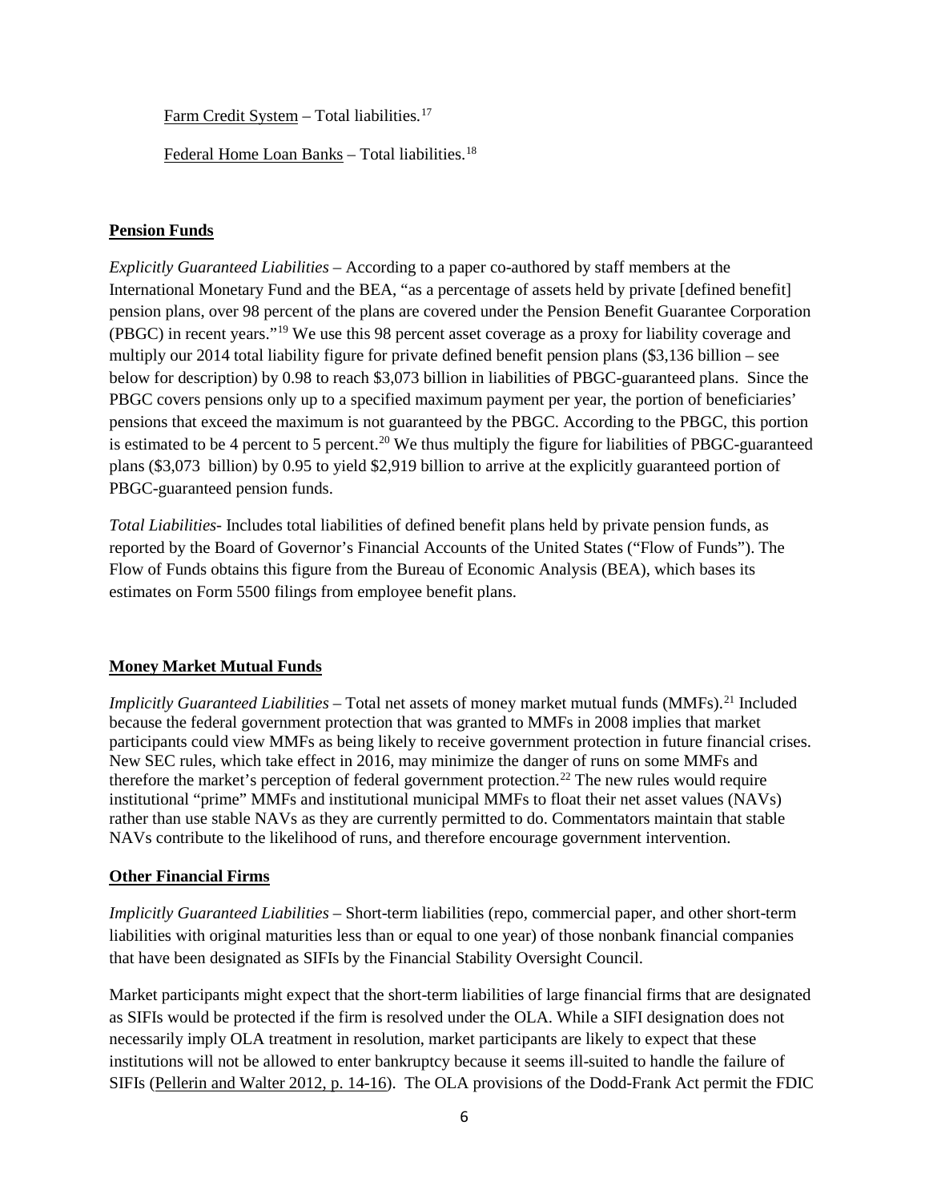Farm Credit System – Total liabilities.[17]

Federal Home Loan Banks – Total liabilities.[18]

**Pension Funds**

*Explicitly Guaranteed Liabilities* – According to a paper co-authored by staff members at the International Monetary Fund and the BEA, "as a percentage of assets held by private [defined benefit] pension plans, over 98 percent of the plans are covered under the Pension Benefit Guarantee Corporation (PBGC) in recent years."[19] We use this 98 percent asset coverage as a proxy for liability coverage and multiply our 2014 total liability figure for private defined benefit pension plans ($3,136 billion – see below for description) by 0.98 to reach $3,073 billion in liabilities of PBGC-guaranteed plans. Since the PBGC covers pensions only up to a specified maximum payment per year, the portion of beneficiaries' pensions that exceed the maximum is not guaranteed by the PBGC. According to the PBGC, this portion is estimated to be 4 percent to 5 percent.[20] We thus multiply the figure for liabilities of PBGC-guaranteed plans ($3,073 billion) by 0.95 to yield $2,919 billion to arrive at the explicitly guaranteed portion of PBGC-guaranteed pension funds.

*Total Liabilities*- Includes total liabilities of defined benefit plans held by private pension funds, as reported by the Board of Governor's Financial Accounts of the United States ("Flow of Funds"). The Flow of Funds obtains this figure from the Bureau of Economic Analysis (BEA), which bases its estimates on Form 5500 filings from employee benefit plans.

**Money Market Mutual Funds**

*Implicitly Guaranteed Liabilities* – Total net assets of money market mutual funds (MMFs).[21] Included because the federal government protection that was granted to MMFs in 2008 implies that market participants could view MMFs as being likely to receive government protection in future financial crises. New SEC rules, which take effect in 2016, may minimize the danger of runs on some MMFs and therefore the market's perception of federal government protection.[22] The new rules would require institutional "prime" MMFs and institutional municipal MMFs to float their net asset values (NAVs) rather than use stable NAVs as they are currently permitted to do. Commentators maintain that stable NAVs contribute to the likelihood of runs, and therefore encourage government intervention.

**Other Financial Firms**

*Implicitly Guaranteed Liabilities* – Short-term liabilities (repo, commercial paper, and other short-term liabilities with original maturities less than or equal to one year) of those nonbank financial companies that have been designated as SIFIs by the Financial Stability Oversight Council.

Market participants might expect that the short-term liabilities of large financial firms that are designated as SIFIs would be protected if the firm is resolved under the OLA. While a SIFI designation does not necessarily imply OLA treatment in resolution, market participants are likely to expect that these institutions will not be allowed to enter bankruptcy because it seems ill-suited to handle the failure of SIFIs (Pellerin and Walter 2012, p. 14-16). The OLA provisions of the Dodd-Frank Act permit the FDIC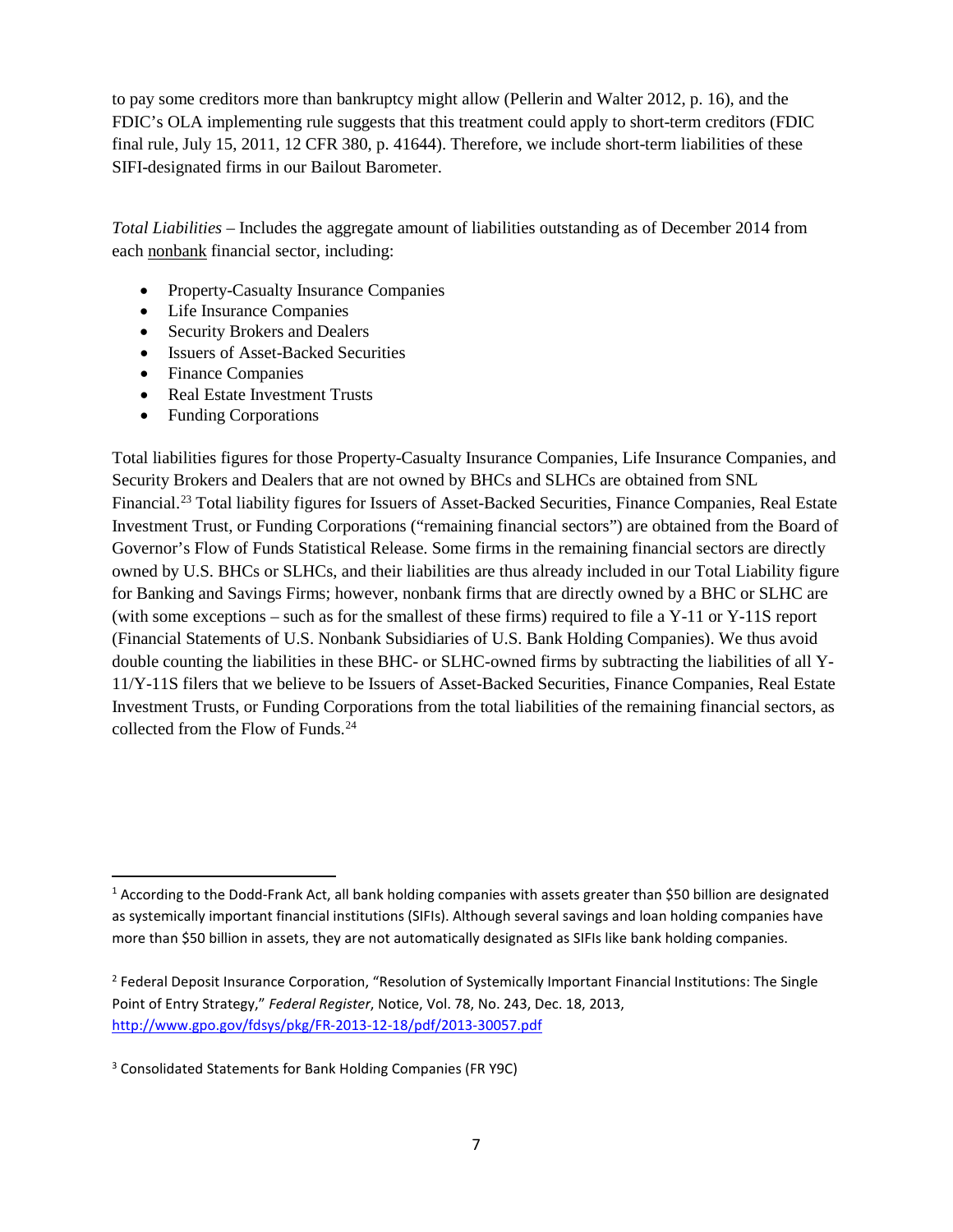to pay some creditors more than bankruptcy might allow (Pellerin and Walter 2012, p. 16), and the FDIC's OLA implementing rule suggests that this treatment could apply to short-term creditors (FDIC final rule, July 15, 2011, 12 CFR 380, p. 41644). Therefore, we include short-term liabilities of these SIFI-designated firms in our Bailout Barometer.

*Total Liabilities* – Includes the aggregate amount of liabilities outstanding as of December 2014 from each nonbank financial sector, including:

- Property-Casualty Insurance Companies
- Life Insurance Companies
- Security Brokers and Dealers
- Issuers of Asset-Backed Securities
- Finance Companies
- Real Estate Investment Trusts
- Funding Corporations

Total liabilities figures for those Property-Casualty Insurance Companies, Life Insurance Companies, and Security Brokers and Dealers that are not owned by BHCs and SLHCs are obtained from SNL Financial.[23] Total liability figures for Issuers of Asset-Backed Securities, Finance Companies, Real Estate Investment Trust, or Funding Corporations ("remaining financial sectors") are obtained from the Board of Governor's Flow of Funds Statistical Release. Some firms in the remaining financial sectors are directly owned by U.S. BHCs or SLHCs, and their liabilities are thus already included in our Total Liability figure for Banking and Savings Firms; however, nonbank firms that are directly owned by a BHC or SLHC are (with some exceptions – such as for the smallest of these firms) required to file a Y-11 or Y-11S report (Financial Statements of U.S. Nonbank Subsidiaries of U.S. Bank Holding Companies). We thus avoid double counting the liabilities in these BHC- or SLHC-owned firms by subtracting the liabilities of all Y-11/Y-11S filers that we believe to be Issuers of Asset-Backed Securities, Finance Companies, Real Estate Investment Trusts, or Funding Corporations from the total liabilities of the remaining financial sectors, as collected from the Flow of Funds.[24]

---

[1] According to the Dodd-Frank Act, all bank holding companies with assets greater than $50 billion are designated as systemically important financial institutions (SIFIs). Although several savings and loan holding companies have more than $50 billion in assets, they are not automatically designated as SIFIs like bank holding companies.

[2] Federal Deposit Insurance Corporation, "Resolution of Systemically Important Financial Institutions: The Single Point of Entry Strategy," *Federal Register*, Notice, Vol. 78, No. 243, Dec. 18, 2013, http://www.gpo.gov/fdsys/pkg/FR-2013-12-18/pdf/2013-30057.pdf

[3] Consolidated Statements for Bank Holding Companies (FR Y9C)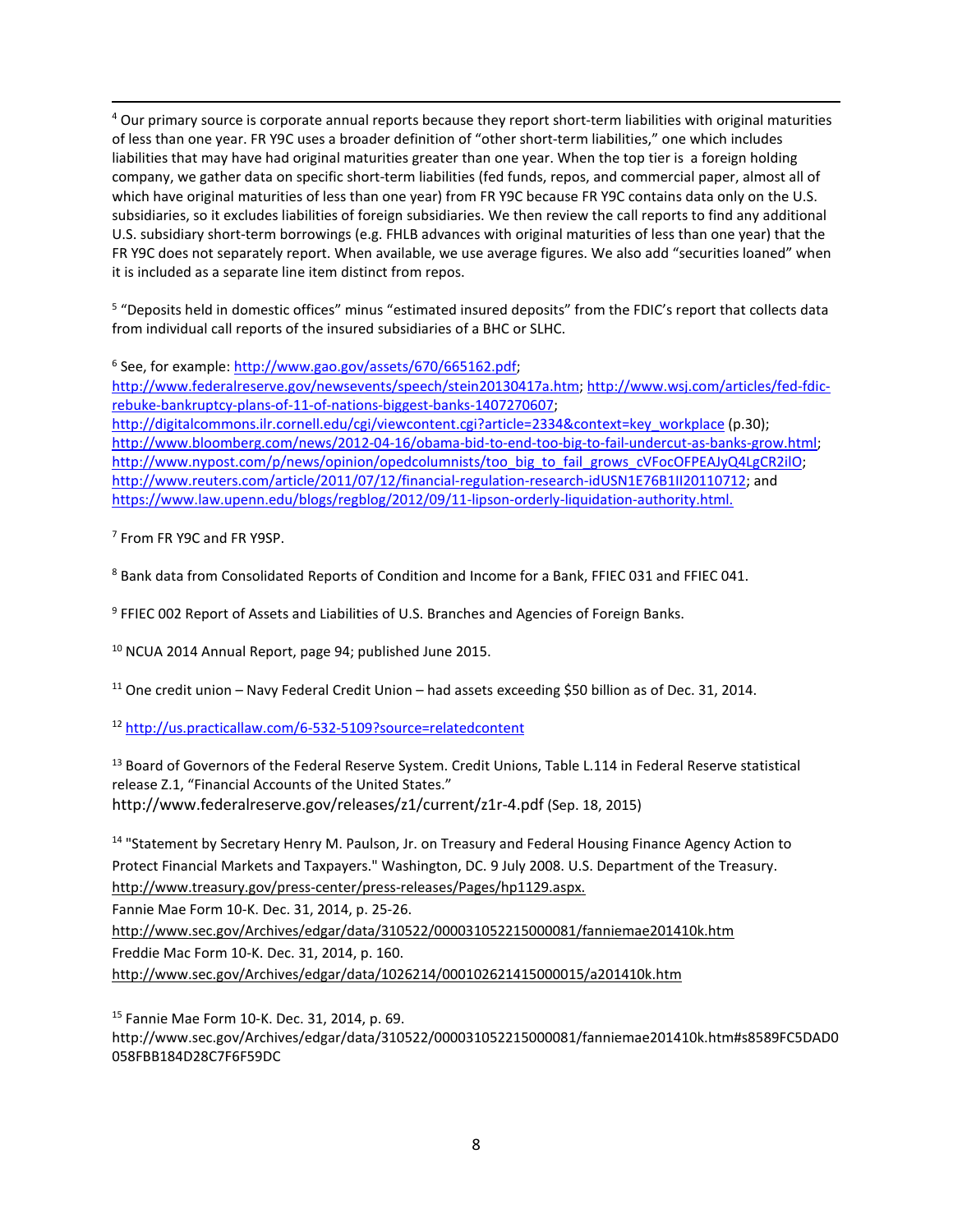[4] Our primary source is corporate annual reports because they report short-term liabilities with original maturities of less than one year. FR Y9C uses a broader definition of "other short-term liabilities," one which includes liabilities that may have had original maturities greater than one year. When the top tier is a foreign holding company, we gather data on specific short-term liabilities (fed funds, repos, and commercial paper, almost all of which have original maturities of less than one year) from FR Y9C because FR Y9C contains data only on the U.S. subsidiaries, so it excludes liabilities of foreign subsidiaries. We then review the call reports to find any additional U.S. subsidiary short-term borrowings (e.g. FHLB advances with original maturities of less than one year) that the FR Y9C does not separately report. When available, we use average figures. We also add "securities loaned" when it is included as a separate line item distinct from repos.

[5] "Deposits held in domestic offices" minus "estimated insured deposits" from the FDIC's report that collects data from individual call reports of the insured subsidiaries of a BHC or SLHC.

[6] See, for example: http://www.gao.gov/assets/670/665162.pdf; http://www.federalreserve.gov/newsevents/speech/stein20130417a.htm; http://www.wsj.com/articles/fed-fdic-rebuke-bankruptcy-plans-of-11-of-nations-biggest-banks-1407270607; http://digitalcommons.ilr.cornell.edu/cgi/viewcontent.cgi?article=2334&context=key_workplace (p.30); http://www.bloomberg.com/news/2012-04-16/obama-bid-to-end-too-big-to-fail-undercut-as-banks-grow.html; http://www.nypost.com/p/news/opinion/opedcolumnists/too_big_to_fail_grows_cVFocOFPEAJyQ4LgCR2ilO; http://www.reuters.com/article/2011/07/12/financial-regulation-research-idUSN1E76B1II20110712; and https://www.law.upenn.edu/blogs/regblog/2012/09/11-lipson-orderly-liquidation-authority.html.

[7] From FR Y9C and FR Y9SP.

[8] Bank data from Consolidated Reports of Condition and Income for a Bank, FFIEC 031 and FFIEC 041.

[9] FFIEC 002 Report of Assets and Liabilities of U.S. Branches and Agencies of Foreign Banks.

[10] NCUA 2014 Annual Report, page 94; published June 2015.

[11] One credit union – Navy Federal Credit Union – had assets exceeding $50 billion as of Dec. 31, 2014.

[12] http://us.practicallaw.com/6-532-5109?source=relatedcontent

[13] Board of Governors of the Federal Reserve System. Credit Unions, Table L.114 in Federal Reserve statistical release Z.1, "Financial Accounts of the United States." http://www.federalreserve.gov/releases/z1/current/z1r-4.pdf (Sep. 18, 2015)

[14] "Statement by Secretary Henry M. Paulson, Jr. on Treasury and Federal Housing Finance Agency Action to Protect Financial Markets and Taxpayers." Washington, DC. 9 July 2008. U.S. Department of the Treasury. http://www.treasury.gov/press-center/press-releases/Pages/hp1129.aspx.
Fannie Mae Form 10-K. Dec. 31, 2014, p. 25-26.
http://www.sec.gov/Archives/edgar/data/310522/000031052215000081/fanniemae201410k.htm
Freddie Mac Form 10-K. Dec. 31, 2014, p. 160.
http://www.sec.gov/Archives/edgar/data/1026214/000102621415000015/a201410k.htm

[15] Fannie Mae Form 10-K. Dec. 31, 2014, p. 69.
http://www.sec.gov/Archives/edgar/data/310522/000031052215000081/fanniemae201410k.htm#s8589FC5DAD0058FBB184D28C7F6F59DC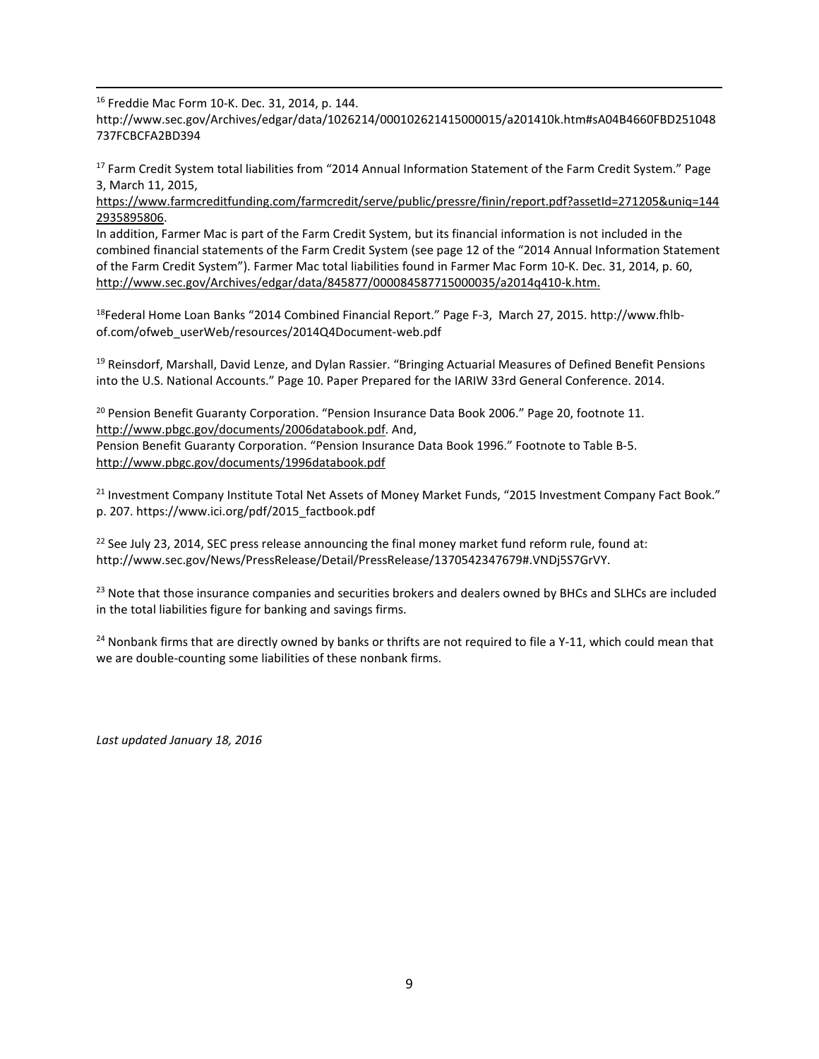[16] Freddie Mac Form 10-K. Dec. 31, 2014, p. 144. http://www.sec.gov/Archives/edgar/data/1026214/000102621415000015/a201410k.htm#sA04B4660FBD251048737FCBCFA2BD394

[17] Farm Credit System total liabilities from "2014 Annual Information Statement of the Farm Credit System." Page 3, March 11, 2015, https://www.farmcreditfunding.com/farmcredit/serve/public/pressre/finin/report.pdf?assetId=271205&uniq=1442935895806.
In addition, Farmer Mac is part of the Farm Credit System, but its financial information is not included in the combined financial statements of the Farm Credit System (see page 12 of the "2014 Annual Information Statement of the Farm Credit System"). Farmer Mac total liabilities found in Farmer Mac Form 10-K. Dec. 31, 2014, p. 60, http://www.sec.gov/Archives/edgar/data/845877/000084587715000035/a2014q410-k.htm.

[18] Federal Home Loan Banks "2014 Combined Financial Report." Page F-3, March 27, 2015. http://www.fhlb-of.com/ofweb_userWeb/resources/2014Q4Document-web.pdf

[19] Reinsdorf, Marshall, David Lenze, and Dylan Rassier. "Bringing Actuarial Measures of Defined Benefit Pensions into the U.S. National Accounts." Page 10. Paper Prepared for the IARIW 33rd General Conference. 2014.

[20] Pension Benefit Guaranty Corporation. "Pension Insurance Data Book 2006." Page 20, footnote 11. http://www.pbgc.gov/documents/2006databook.pdf. And,
Pension Benefit Guaranty Corporation. "Pension Insurance Data Book 1996." Footnote to Table B-5. http://www.pbgc.gov/documents/1996databook.pdf

[21] Investment Company Institute Total Net Assets of Money Market Funds, "2015 Investment Company Fact Book." p. 207. https://www.ici.org/pdf/2015_factbook.pdf

[22] See July 23, 2014, SEC press release announcing the final money market fund reform rule, found at: http://www.sec.gov/News/PressRelease/Detail/PressRelease/1370542347679#.VNDj5S7GrVY.

[23] Note that those insurance companies and securities brokers and dealers owned by BHCs and SLHCs are included in the total liabilities figure for banking and savings firms.

[24] Nonbank firms that are directly owned by banks or thrifts are not required to file a Y-11, which could mean that we are double-counting some liabilities of these nonbank firms.

*Last updated January 18, 2016*